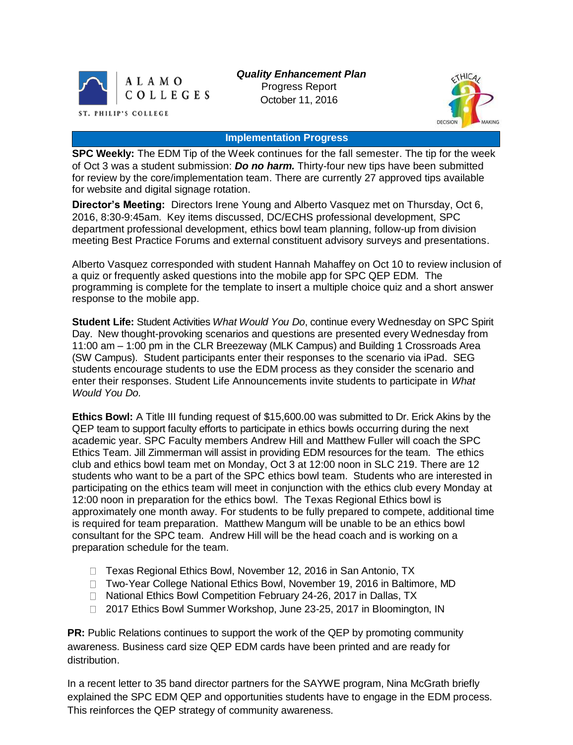ALAMO COLLEGES

ST. PHILIP'S COLLEGE

***Quality Enhancement Plan***
Progress Report
October 11, 2016

ETHICAL DECISION MAKING

## Implementation Progress

**SPC Weekly:** The EDM Tip of the Week continues for the fall semester. The tip for the week of Oct 3 was a student submission: ***Do no harm.*** Thirty-four new tips have been submitted for review by the core/implementation team. There are currently 27 approved tips available for website and digital signage rotation.

**Director's Meeting:** Directors Irene Young and Alberto Vasquez met on Thursday, Oct 6, 2016, 8:30-9:45am. Key items discussed, DC/ECHS professional development, SPC department professional development, ethics bowl team planning, follow-up from division meeting Best Practice Forums and external constituent advisory surveys and presentations.

Alberto Vasquez corresponded with student Hannah Mahaffey on Oct 10 to review inclusion of a quiz or frequently asked questions into the mobile app for SPC QEP EDM. The programming is complete for the template to insert a multiple choice quiz and a short answer response to the mobile app.

**Student Life:** Student Activities *What Would You Do*, continue every Wednesday on SPC Spirit Day. New thought-provoking scenarios and questions are presented every Wednesday from 11:00 am – 1:00 pm in the CLR Breezeway (MLK Campus) and Building 1 Crossroads Area (SW Campus). Student participants enter their responses to the scenario via iPad. SEG students encourage students to use the EDM process as they consider the scenario and enter their responses. Student Life Announcements invite students to participate in *What Would You Do.*

**Ethics Bowl:** A Title III funding request of $15,600.00 was submitted to Dr. Erick Akins by the QEP team to support faculty efforts to participate in ethics bowls occurring during the next academic year. SPC Faculty members Andrew Hill and Matthew Fuller will coach the SPC Ethics Team. Jill Zimmerman will assist in providing EDM resources for the team. The ethics club and ethics bowl team met on Monday, Oct 3 at 12:00 noon in SLC 219. There are 12 students who want to be a part of the SPC ethics bowl team. Students who are interested in participating on the ethics team will meet in conjunction with the ethics club every Monday at 12:00 noon in preparation for the ethics bowl. The Texas Regional Ethics bowl is approximately one month away. For students to be fully prepared to compete, additional time is required for team preparation. Matthew Mangum will be unable to be an ethics bowl consultant for the SPC team. Andrew Hill will be the head coach and is working on a preparation schedule for the team.

- Texas Regional Ethics Bowl, November 12, 2016 in San Antonio, TX
- Two-Year College National Ethics Bowl, November 19, 2016 in Baltimore, MD
- National Ethics Bowl Competition February 24-26, 2017 in Dallas, TX
- 2017 Ethics Bowl Summer Workshop, June 23-25, 2017 in Bloomington, IN

**PR:** Public Relations continues to support the work of the QEP by promoting community awareness. Business card size QEP EDM cards have been printed and are ready for distribution.

In a recent letter to 35 band director partners for the SAYWE program, Nina McGrath briefly explained the SPC EDM QEP and opportunities students have to engage in the EDM process. This reinforces the QEP strategy of community awareness.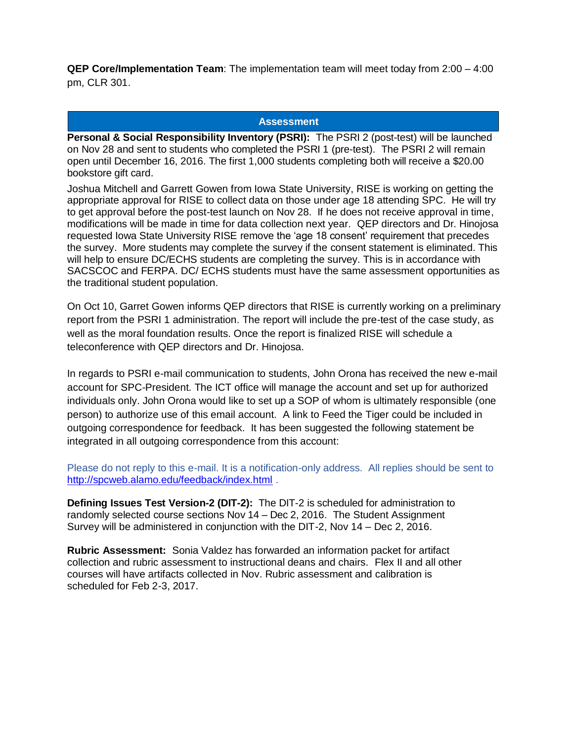**QEP Core/Implementation Team**: The implementation team will meet today from 2:00 – 4:00 pm, CLR 301.

## Assessment

**Personal & Social Responsibility Inventory (PSRI):** The PSRI 2 (post-test) will be launched on Nov 28 and sent to students who completed the PSRI 1 (pre-test). The PSRI 2 will remain open until December 16, 2016. The first 1,000 students completing both will receive a $20.00 bookstore gift card.

Joshua Mitchell and Garrett Gowen from Iowa State University, RISE is working on getting the appropriate approval for RISE to collect data on those under age 18 attending SPC. He will try to get approval before the post-test launch on Nov 28. If he does not receive approval in time, modifications will be made in time for data collection next year. QEP directors and Dr. Hinojosa requested Iowa State University RISE remove the 'age 18 consent' requirement that precedes the survey. More students may complete the survey if the consent statement is eliminated. This will help to ensure DC/ECHS students are completing the survey. This is in accordance with SACSCOC and FERPA. DC/ ECHS students must have the same assessment opportunities as the traditional student population.

On Oct 10, Garret Gowen informs QEP directors that RISE is currently working on a preliminary report from the PSRI 1 administration. The report will include the pre-test of the case study, as well as the moral foundation results. Once the report is finalized RISE will schedule a teleconference with QEP directors and Dr. Hinojosa.

In regards to PSRI e-mail communication to students, John Orona has received the new e-mail account for SPC-President. The ICT office will manage the account and set up for authorized individuals only. John Orona would like to set up a SOP of whom is ultimately responsible (one person) to authorize use of this email account. A link to Feed the Tiger could be included in outgoing correspondence for feedback. It has been suggested the following statement be integrated in all outgoing correspondence from this account:

Please do not reply to this e-mail. It is a notification-only address. All replies should be sent to http://spcweb.alamo.edu/feedback/index.html .

**Defining Issues Test Version-2 (DIT-2):** The DIT-2 is scheduled for administration to randomly selected course sections Nov 14 – Dec 2, 2016. The Student Assignment Survey will be administered in conjunction with the DIT-2, Nov 14 – Dec 2, 2016.

**Rubric Assessment:** Sonia Valdez has forwarded an information packet for artifact collection and rubric assessment to instructional deans and chairs. Flex II and all other courses will have artifacts collected in Nov. Rubric assessment and calibration is scheduled for Feb 2-3, 2017.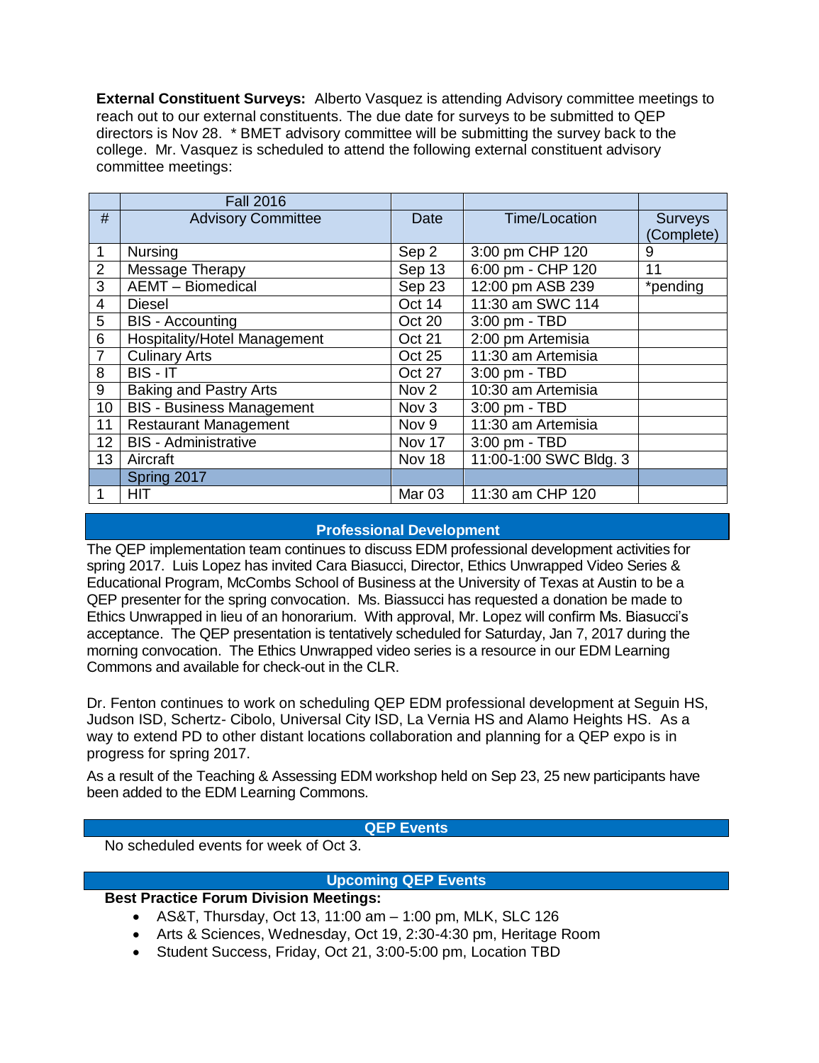**External Constituent Surveys:** Alberto Vasquez is attending Advisory committee meetings to reach out to our external constituents. The due date for surveys to be submitted to QEP directors is Nov 28. * BMET advisory committee will be submitting the survey back to the college. Mr. Vasquez is scheduled to attend the following external constituent advisory committee meetings:

| | Fall 2016 | | | |
|---|---|---|---|---|
| # | Advisory Committee | Date | Time/Location | Surveys (Complete) |
| 1 | Nursing | Sep 2 | 3:00 pm CHP 120 | 9 |
| 2 | Message Therapy | Sep 13 | 6:00 pm - CHP 120 | 11 |
| 3 | AEMT – Biomedical | Sep 23 | 12:00 pm ASB 239 | *pending |
| 4 | Diesel | Oct 14 | 11:30 am SWC 114 | |
| 5 | BIS - Accounting | Oct 20 | 3:00 pm - TBD | |
| 6 | Hospitality/Hotel Management | Oct 21 | 2:00 pm Artemisia | |
| 7 | Culinary Arts | Oct 25 | 11:30 am Artemisia | |
| 8 | BIS - IT | Oct 27 | 3:00 pm - TBD | |
| 9 | Baking and Pastry Arts | Nov 2 | 10:30 am Artemisia | |
| 10 | BIS - Business Management | Nov 3 | 3:00 pm - TBD | |
| 11 | Restaurant Management | Nov 9 | 11:30 am Artemisia | |
| 12 | BIS - Administrative | Nov 17 | 3:00 pm - TBD | |
| 13 | Aircraft | Nov 18 | 11:00-1:00 SWC Bldg. 3 | |
| | Spring 2017 | | | |
| 1 | HIT | Mar 03 | 11:30 am CHP 120 | |

## Professional Development

The QEP implementation team continues to discuss EDM professional development activities for spring 2017. Luis Lopez has invited Cara Biasucci, Director, Ethics Unwrapped Video Series & Educational Program, McCombs School of Business at the University of Texas at Austin to be a QEP presenter for the spring convocation. Ms. Biassucci has requested a donation be made to Ethics Unwrapped in lieu of an honorarium. With approval, Mr. Lopez will confirm Ms. Biasucci's acceptance. The QEP presentation is tentatively scheduled for Saturday, Jan 7, 2017 during the morning convocation. The Ethics Unwrapped video series is a resource in our EDM Learning Commons and available for check-out in the CLR.

Dr. Fenton continues to work on scheduling QEP EDM professional development at Seguin HS, Judson ISD, Schertz- Cibolo, Universal City ISD, La Vernia HS and Alamo Heights HS. As a way to extend PD to other distant locations collaboration and planning for a QEP expo is in progress for spring 2017.

As a result of the Teaching & Assessing EDM workshop held on Sep 23, 25 new participants have been added to the EDM Learning Commons.

## QEP Events

No scheduled events for week of Oct 3.

## Upcoming QEP Events

**Best Practice Forum Division Meetings:**

- AS&T, Thursday, Oct 13, 11:00 am – 1:00 pm, MLK, SLC 126
- Arts & Sciences, Wednesday, Oct 19, 2:30-4:30 pm, Heritage Room
- Student Success, Friday, Oct 21, 3:00-5:00 pm, Location TBD